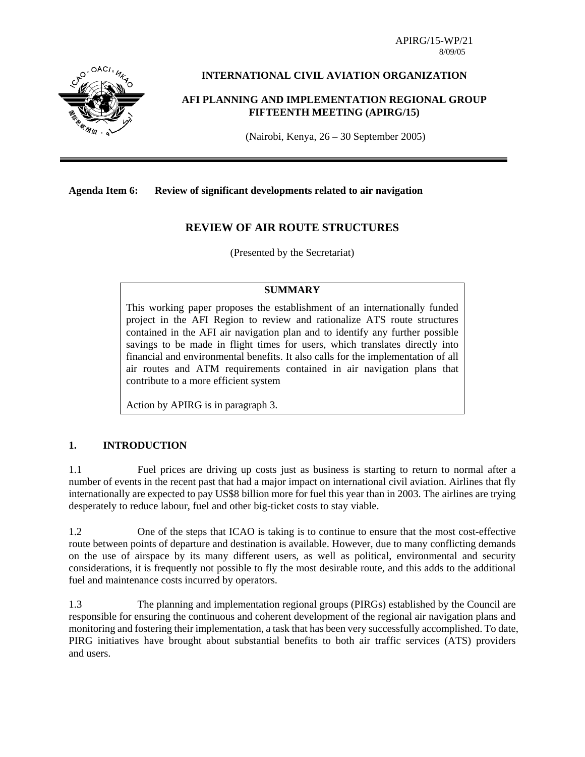APIRG/15-WP/21
8/09/05

**INTERNATIONAL CIVIL AVIATION ORGANIZATION**

**AFI PLANNING AND IMPLEMENTATION REGIONAL GROUP FIFTEENTH MEETING (APIRG/15)**

(Nairobi, Kenya, 26 – 30 September 2005)

---

**Agenda Item 6: Review of significant developments related to air navigation**

## REVIEW OF AIR ROUTE STRUCTURES

(Presented by the Secretariat)

| SUMMARY |
|---|
| This working paper proposes the establishment of an internationally funded project in the AFI Region to review and rationalize ATS route structures contained in the AFI air navigation plan and to identify any further possible savings to be made in flight times for users, which translates directly into financial and environmental benefits. It also calls for the implementation of all air routes and ATM requirements contained in air navigation plans that contribute to a more efficient system<br><br>Action by APIRG is in paragraph 3. |

## 1. INTRODUCTION

1.1 Fuel prices are driving up costs just as business is starting to return to normal after a number of events in the recent past that had a major impact on international civil aviation. Airlines that fly internationally are expected to pay US$8 billion more for fuel this year than in 2003. The airlines are trying desperately to reduce labour, fuel and other big-ticket costs to stay viable.

1.2 One of the steps that ICAO is taking is to continue to ensure that the most cost-effective route between points of departure and destination is available. However, due to many conflicting demands on the use of airspace by its many different users, as well as political, environmental and security considerations, it is frequently not possible to fly the most desirable route, and this adds to the additional fuel and maintenance costs incurred by operators.

1.3 The planning and implementation regional groups (PIRGs) established by the Council are responsible for ensuring the continuous and coherent development of the regional air navigation plans and monitoring and fostering their implementation, a task that has been very successfully accomplished. To date, PIRG initiatives have brought about substantial benefits to both air traffic services (ATS) providers and users.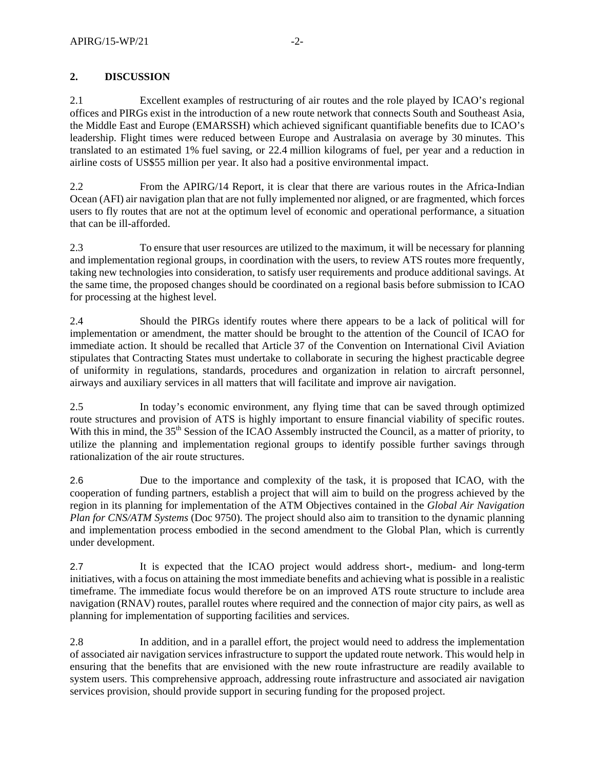## 2. DISCUSSION

2.1 Excellent examples of restructuring of air routes and the role played by ICAO's regional offices and PIRGs exist in the introduction of a new route network that connects South and Southeast Asia, the Middle East and Europe (EMARSSH) which achieved significant quantifiable benefits due to ICAO's leadership. Flight times were reduced between Europe and Australasia on average by 30 minutes. This translated to an estimated 1% fuel saving, or 22.4 million kilograms of fuel, per year and a reduction in airline costs of US$55 million per year. It also had a positive environmental impact.

2.2 From the APIRG/14 Report, it is clear that there are various routes in the Africa-Indian Ocean (AFI) air navigation plan that are not fully implemented nor aligned, or are fragmented, which forces users to fly routes that are not at the optimum level of economic and operational performance, a situation that can be ill-afforded.

2.3 To ensure that user resources are utilized to the maximum, it will be necessary for planning and implementation regional groups, in coordination with the users, to review ATS routes more frequently, taking new technologies into consideration, to satisfy user requirements and produce additional savings. At the same time, the proposed changes should be coordinated on a regional basis before submission to ICAO for processing at the highest level.

2.4 Should the PIRGs identify routes where there appears to be a lack of political will for implementation or amendment, the matter should be brought to the attention of the Council of ICAO for immediate action. It should be recalled that Article 37 of the Convention on International Civil Aviation stipulates that Contracting States must undertake to collaborate in securing the highest practicable degree of uniformity in regulations, standards, procedures and organization in relation to aircraft personnel, airways and auxiliary services in all matters that will facilitate and improve air navigation.

2.5 In today's economic environment, any flying time that can be saved through optimized route structures and provision of ATS is highly important to ensure financial viability of specific routes. With this in mind, the 35th Session of the ICAO Assembly instructed the Council, as a matter of priority, to utilize the planning and implementation regional groups to identify possible further savings through rationalization of the air route structures.

2.6 Due to the importance and complexity of the task, it is proposed that ICAO, with the cooperation of funding partners, establish a project that will aim to build on the progress achieved by the region in its planning for implementation of the ATM Objectives contained in the *Global Air Navigation Plan for CNS/ATM Systems* (Doc 9750). The project should also aim to transition to the dynamic planning and implementation process embodied in the second amendment to the Global Plan, which is currently under development.

2.7 It is expected that the ICAO project would address short-, medium- and long-term initiatives, with a focus on attaining the most immediate benefits and achieving what is possible in a realistic timeframe. The immediate focus would therefore be on an improved ATS route structure to include area navigation (RNAV) routes, parallel routes where required and the connection of major city pairs, as well as planning for implementation of supporting facilities and services.

2.8 In addition, and in a parallel effort, the project would need to address the implementation of associated air navigation services infrastructure to support the updated route network. This would help in ensuring that the benefits that are envisioned with the new route infrastructure are readily available to system users. This comprehensive approach, addressing route infrastructure and associated air navigation services provision, should provide support in securing funding for the proposed project.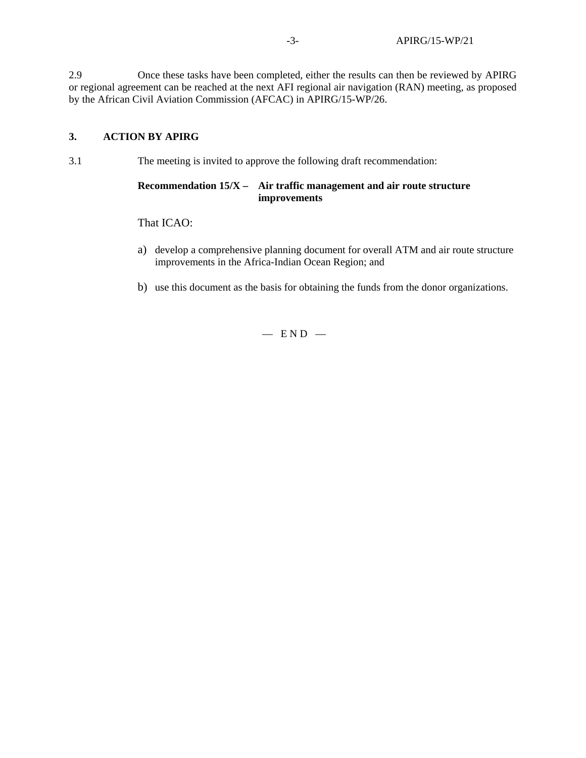2.9 Once these tasks have been completed, either the results can then be reviewed by APIRG or regional agreement can be reached at the next AFI regional air navigation (RAN) meeting, as proposed by the African Civil Aviation Commission (AFCAC) in APIRG/15-WP/26.

## 3. ACTION BY APIRG

3.1 The meeting is invited to approve the following draft recommendation:

**Recommendation 15/X – Air traffic management and air route structure improvements**

That ICAO:

a) develop a comprehensive planning document for overall ATM and air route structure improvements in the Africa-Indian Ocean Region; and

b) use this document as the basis for obtaining the funds from the donor organizations.

— END —